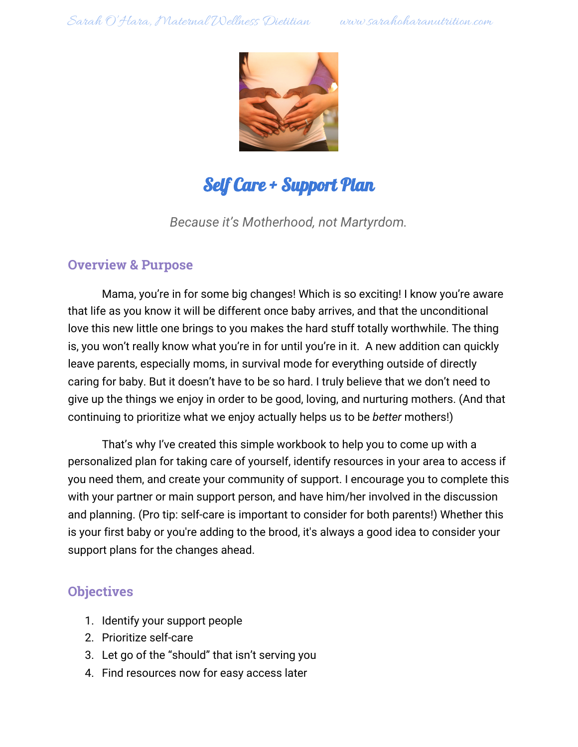# Self Care + Support Plan

*Because it's Motherhood, not Martyrdom.*

## Overview & Purpose

Mama, you're in for some big changes! Which is so exciting! I know you're aware that life as you know it will be different once baby arrives, and that the unconditional love this new little one brings to you makes the hard stuff totally worthwhile. The thing is, you won't really know what you're in for until you're in it. A new addition can quickly leave parents, especially moms, in survival mode for everything outside of directly caring for baby. But it doesn't have to be so hard. I truly believe that we don't need to give up the things we enjoy in order to be good, loving, and nurturing mothers. (And that continuing to prioritize what we enjoy actually helps us to be *better* mothers!)

That's why I've created this simple workbook to help you to come up with a personalized plan for taking care of yourself, identify resources in your area to access if you need them, and create your community of support. I encourage you to complete this with your partner or main support person, and have him/her involved in the discussion and planning. (Pro tip: self-care is important to consider for both parents!) Whether this is your first baby or you're adding to the brood, it's always a good idea to consider your support plans for the changes ahead.

## Objectives

1. Identify your support people
2. Prioritize self-care
3. Let go of the "should" that isn't serving you
4. Find resources now for easy access later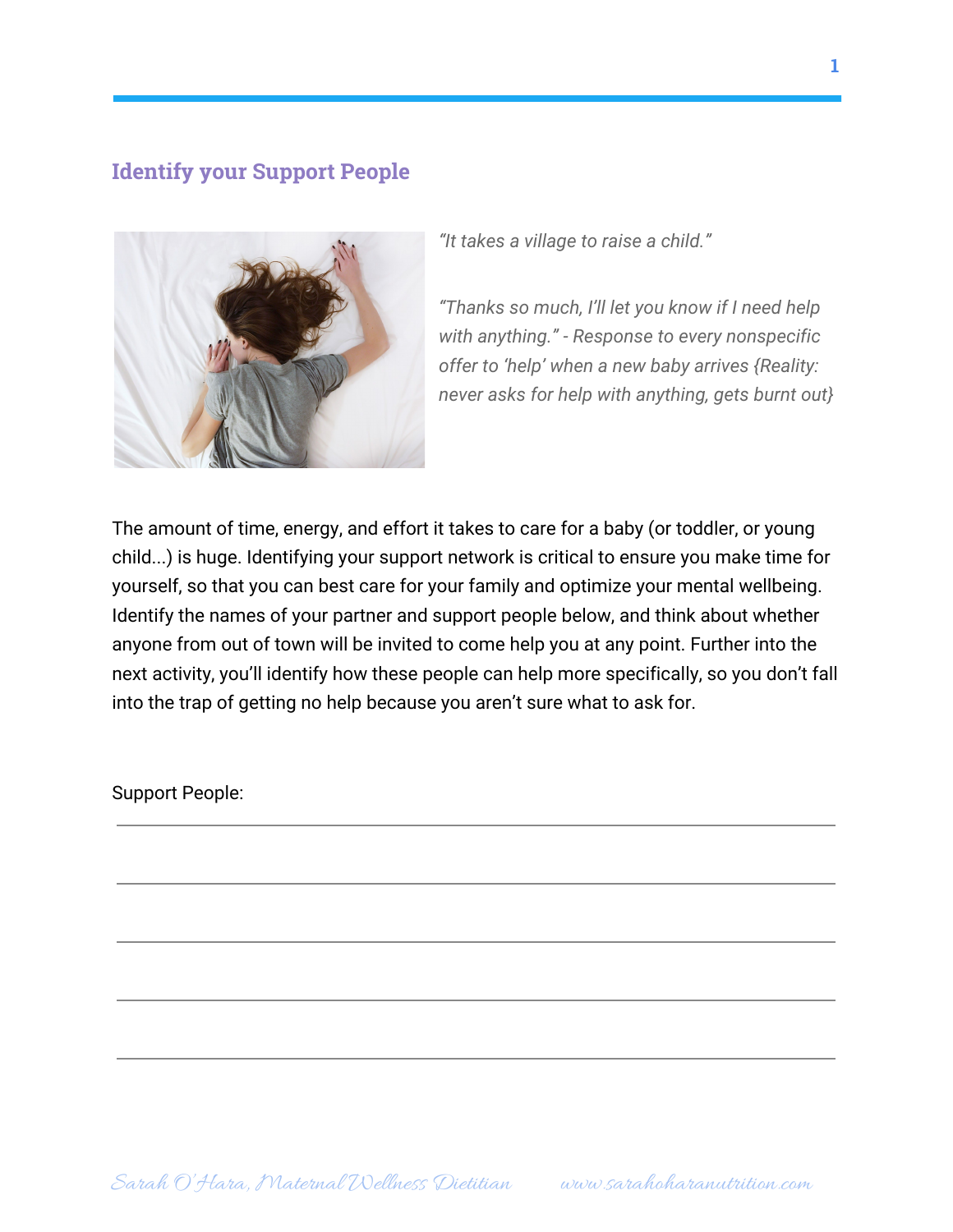## Identify your Support People

*"It takes a village to raise a child."*

*"Thanks so much, I'll let you know if I need help with anything." - Response to every nonspecific offer to 'help' when a new baby arrives {Reality: never asks for help with anything, gets burnt out}*

The amount of time, energy, and effort it takes to care for a baby (or toddler, or young child...) is huge. Identifying your support network is critical to ensure you make time for yourself, so that you can best care for your family and optimize your mental wellbeing. Identify the names of your partner and support people below, and think about whether anyone from out of town will be invited to come help you at any point. Further into the next activity, you'll identify how these people can help more specifically, so you don't fall into the trap of getting no help because you aren't sure what to ask for.

Support People:

\_\_\_\_\_\_\_\_\_\_\_\_\_\_\_\_\_\_\_\_\_\_\_\_\_\_\_\_\_\_\_\_\_\_\_\_\_\_\_\_\_\_\_\_\_\_\_\_\_\_\_\_\_\_\_\_\_\_\_\_

\_\_\_\_\_\_\_\_\_\_\_\_\_\_\_\_\_\_\_\_\_\_\_\_\_\_\_\_\_\_\_\_\_\_\_\_\_\_\_\_\_\_\_\_\_\_\_\_\_\_\_\_\_\_\_\_\_\_\_\_

\_\_\_\_\_\_\_\_\_\_\_\_\_\_\_\_\_\_\_\_\_\_\_\_\_\_\_\_\_\_\_\_\_\_\_\_\_\_\_\_\_\_\_\_\_\_\_\_\_\_\_\_\_\_\_\_\_\_\_\_

\_\_\_\_\_\_\_\_\_\_\_\_\_\_\_\_\_\_\_\_\_\_\_\_\_\_\_\_\_\_\_\_\_\_\_\_\_\_\_\_\_\_\_\_\_\_\_\_\_\_\_\_\_\_\_\_\_\_\_\_

\_\_\_\_\_\_\_\_\_\_\_\_\_\_\_\_\_\_\_\_\_\_\_\_\_\_\_\_\_\_\_\_\_\_\_\_\_\_\_\_\_\_\_\_\_\_\_\_\_\_\_\_\_\_\_\_\_\_\_\_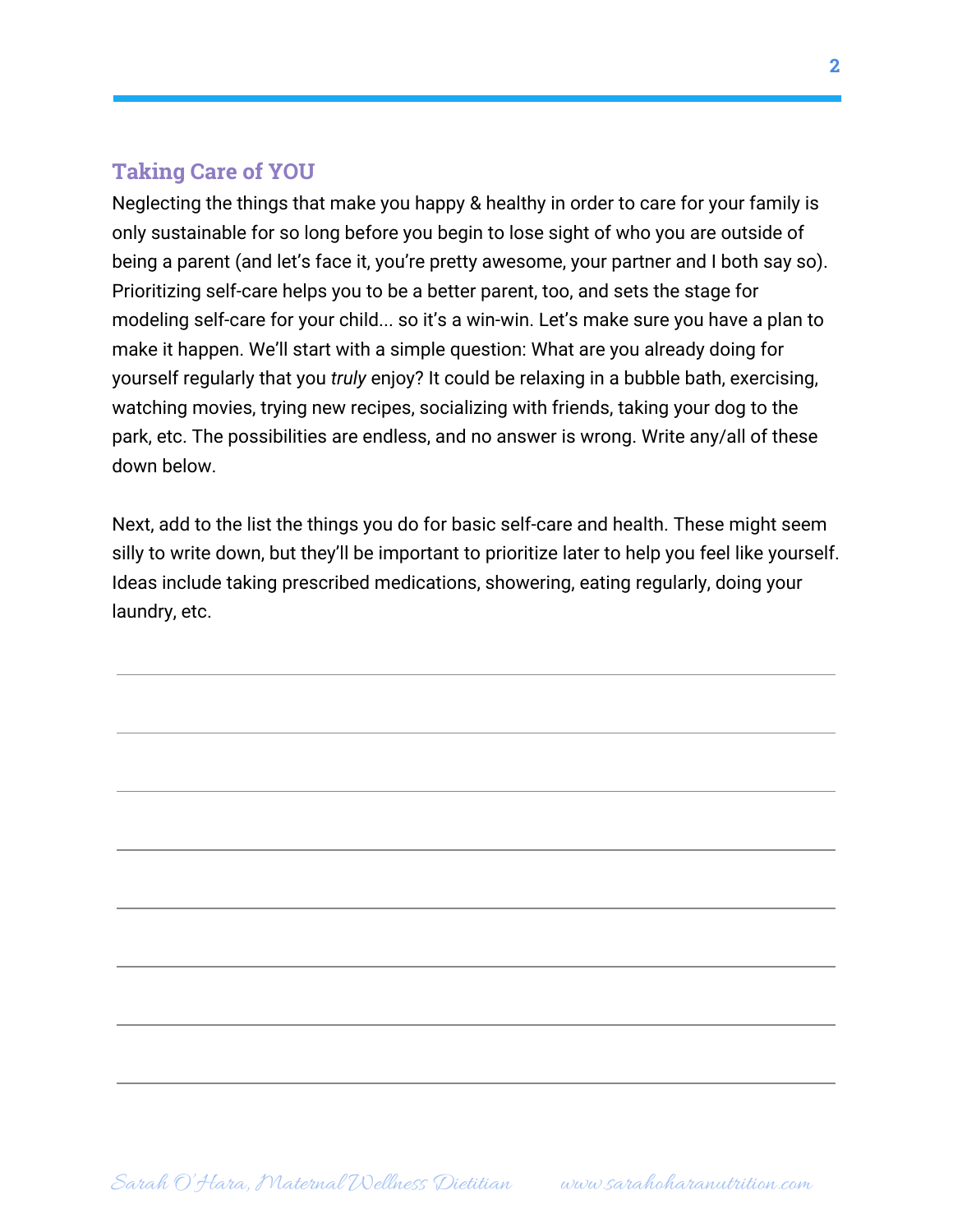## Taking Care of YOU

Neglecting the things that make you happy & healthy in order to care for your family is only sustainable for so long before you begin to lose sight of who you are outside of being a parent (and let's face it, you're pretty awesome, your partner and I both say so). Prioritizing self-care helps you to be a better parent, too, and sets the stage for modeling self-care for your child... so it's a win-win. Let's make sure you have a plan to make it happen. We'll start with a simple question: What are you already doing for yourself regularly that you *truly* enjoy? It could be relaxing in a bubble bath, exercising, watching movies, trying new recipes, socializing with friends, taking your dog to the park, etc. The possibilities are endless, and no answer is wrong. Write any/all of these down below.

Next, add to the list the things you do for basic self-care and health. These might seem silly to write down, but they'll be important to prioritize later to help you feel like yourself. Ideas include taking prescribed medications, showering, eating regularly, doing your laundry, etc.

---

---

---

---

---

---

---

---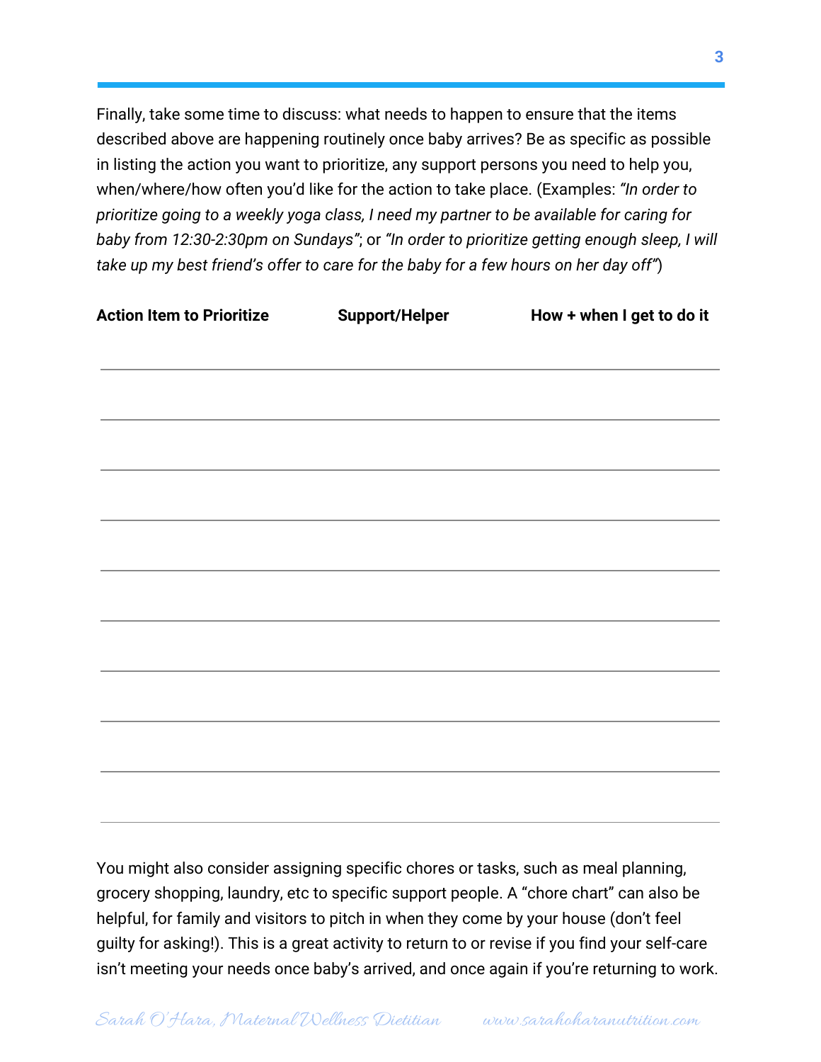Finally, take some time to discuss: what needs to happen to ensure that the items described above are happening routinely once baby arrives? Be as specific as possible in listing the action you want to prioritize, any support persons you need to help you, when/where/how often you'd like for the action to take place. (Examples: *"In order to prioritize going to a weekly yoga class, I need my partner to be available for caring for baby from 12:30-2:30pm on Sundays"*; or *"In order to prioritize getting enough sleep, I will take up my best friend's offer to care for the baby for a few hours on her day off"*)

| Action Item to Prioritize | Support/Helper | How + when I get to do it |
|---|---|---|
| | | |
| | | |
| | | |
| | | |
| | | |
| | | |
| | | |
| | | |
| | | |

You might also consider assigning specific chores or tasks, such as meal planning, grocery shopping, laundry, etc to specific support people. A "chore chart" can also be helpful, for family and visitors to pitch in when they come by your house (don't feel guilty for asking!). This is a great activity to return to or revise if you find your self-care isn't meeting your needs once baby's arrived, and once again if you're returning to work.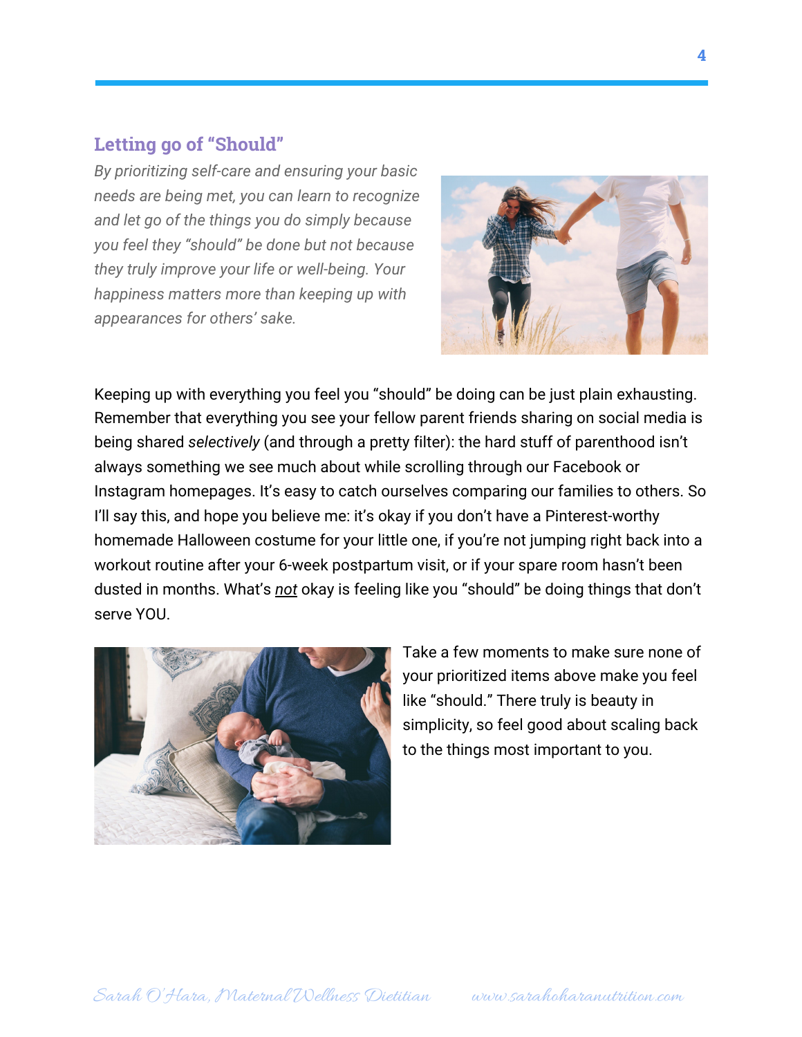## Letting go of "Should"

*By prioritizing self-care and ensuring your basic needs are being met, you can learn to recognize and let go of the things you do simply because you feel they "should" be done but not because they truly improve your life or well-being. Your happiness matters more than keeping up with appearances for others' sake.*

Keeping up with everything you feel you "should" be doing can be just plain exhausting. Remember that everything you see your fellow parent friends sharing on social media is being shared *selectively* (and through a pretty filter): the hard stuff of parenthood isn't always something we see much about while scrolling through our Facebook or Instagram homepages. It's easy to catch ourselves comparing our families to others. So I'll say this, and hope you believe me: it's okay if you don't have a Pinterest-worthy homemade Halloween costume for your little one, if you're not jumping right back into a workout routine after your 6-week postpartum visit, or if your spare room hasn't been dusted in months. What's ***not*** okay is feeling like you "should" be doing things that don't serve YOU.

Take a few moments to make sure none of your prioritized items above make you feel like "should." There truly is beauty in simplicity, so feel good about scaling back to the things most important to you.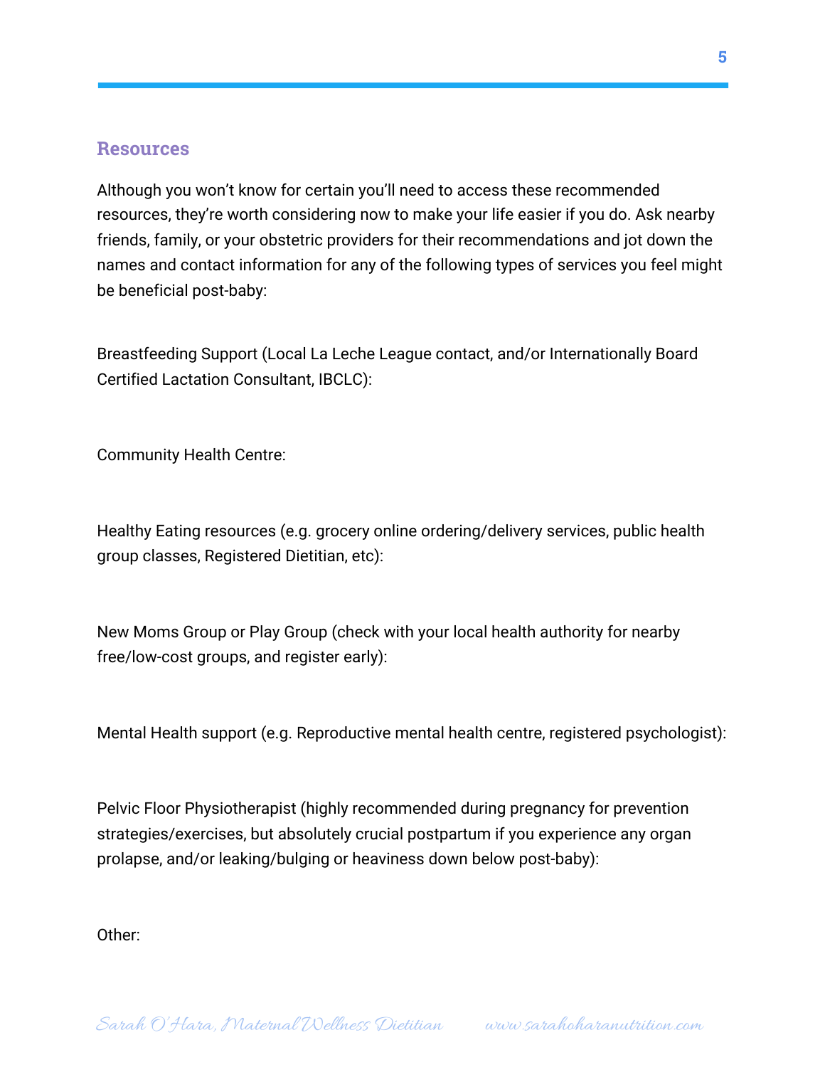## Resources

Although you won't know for certain you'll need to access these recommended resources, they're worth considering now to make your life easier if you do. Ask nearby friends, family, or your obstetric providers for their recommendations and jot down the names and contact information for any of the following types of services you feel might be beneficial post-baby:

Breastfeeding Support (Local La Leche League contact, and/or Internationally Board Certified Lactation Consultant, IBCLC):

Community Health Centre:

Healthy Eating resources (e.g. grocery online ordering/delivery services, public health group classes, Registered Dietitian, etc):

New Moms Group or Play Group (check with your local health authority for nearby free/low-cost groups, and register early):

Mental Health support (e.g. Reproductive mental health centre, registered psychologist):

Pelvic Floor Physiotherapist (highly recommended during pregnancy for prevention strategies/exercises, but absolutely crucial postpartum if you experience any organ prolapse, and/or leaking/bulging or heaviness down below post-baby):

Other: